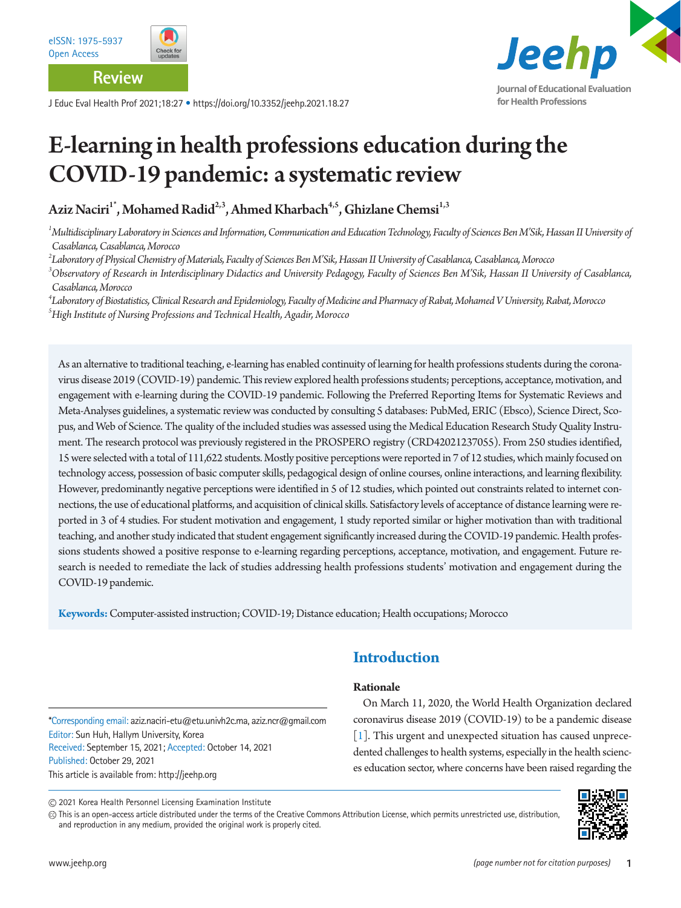eISSN: 1975-5937
Open Access

Review

J Educ Eval Health Prof 2021;18:27 • https://doi.org/10.3352/jeehp.2021.18.27

# E-learning in health professions education during the COVID-19 pandemic: a systematic review

**Aziz Naciri[1]*, Mohamed Radid[2,3], Ahmed Kharbach[4,5], Ghizlane Chemsi[1,3]**

[1] *Multidisciplinary Laboratory in Sciences and Information, Communication and Education Technology, Faculty of Sciences Ben M'Sik, Hassan II University of Casablanca, Casablanca, Morocco*
[2] *Laboratory of Physical Chemistry of Materials, Faculty of Sciences Ben M'Sik, Hassan II University of Casablanca, Casablanca, Morocco*
[3] *Observatory of Research in Interdisciplinary Didactics and University Pedagogy, Faculty of Sciences Ben M'Sik, Hassan II University of Casablanca, Casablanca, Morocco*
[4] *Laboratory of Biostatistics, Clinical Research and Epidemiology, Faculty of Medicine and Pharmacy of Rabat, Mohamed V University, Rabat, Morocco*
[5] *High Institute of Nursing Professions and Technical Health, Agadir, Morocco*

As an alternative to traditional teaching, e-learning has enabled continuity of learning for health professions students during the coronavirus disease 2019 (COVID-19) pandemic. This review explored health professions students; perceptions, acceptance, motivation, and engagement with e-learning during the COVID-19 pandemic. Following the Preferred Reporting Items for Systematic Reviews and Meta-Analyses guidelines, a systematic review was conducted by consulting 5 databases: PubMed, ERIC (Ebsco), Science Direct, Scopus, and Web of Science. The quality of the included studies was assessed using the Medical Education Research Study Quality Instrument. The research protocol was previously registered in the PROSPERO registry (CRD42021237055). From 250 studies identified, 15 were selected with a total of 111,622 students. Mostly positive perceptions were reported in 7 of 12 studies, which mainly focused on technology access, possession of basic computer skills, pedagogical design of online courses, online interactions, and learning flexibility. However, predominantly negative perceptions were identified in 5 of 12 studies, which pointed out constraints related to internet connections, the use of educational platforms, and acquisition of clinical skills. Satisfactory levels of acceptance of distance learning were reported in 3 of 4 studies. For student motivation and engagement, 1 study reported similar or higher motivation than with traditional teaching, and another study indicated that student engagement significantly increased during the COVID-19 pandemic. Health professions students showed a positive response to e-learning regarding perceptions, acceptance, motivation, and engagement. Future research is needed to remediate the lack of studies addressing health professions students' motivation and engagement during the COVID-19 pandemic.

**Keywords:** Computer-assisted instruction; COVID-19; Distance education; Health occupations; Morocco

## Introduction

### Rationale

On March 11, 2020, the World Health Organization declared coronavirus disease 2019 (COVID-19) to be a pandemic disease [1]. This urgent and unexpected situation has caused unprecedented challenges to health systems, especially in the health sciences education sector, where concerns have been raised regarding the

*Corresponding email: aziz.naciri-etu@etu.univh2c.ma, aziz.ncr@gmail.com
Editor: Sun Huh, Hallym University, Korea
Received: September 15, 2021; Accepted: October 14, 2021
Published: October 29, 2021
This article is available from: http://jeehp.org

© 2021 Korea Health Personnel Licensing Examination Institute
This is an open-access article distributed under the terms of the Creative Commons Attribution License, which permits unrestricted use, distribution, and reproduction in any medium, provided the original work is properly cited.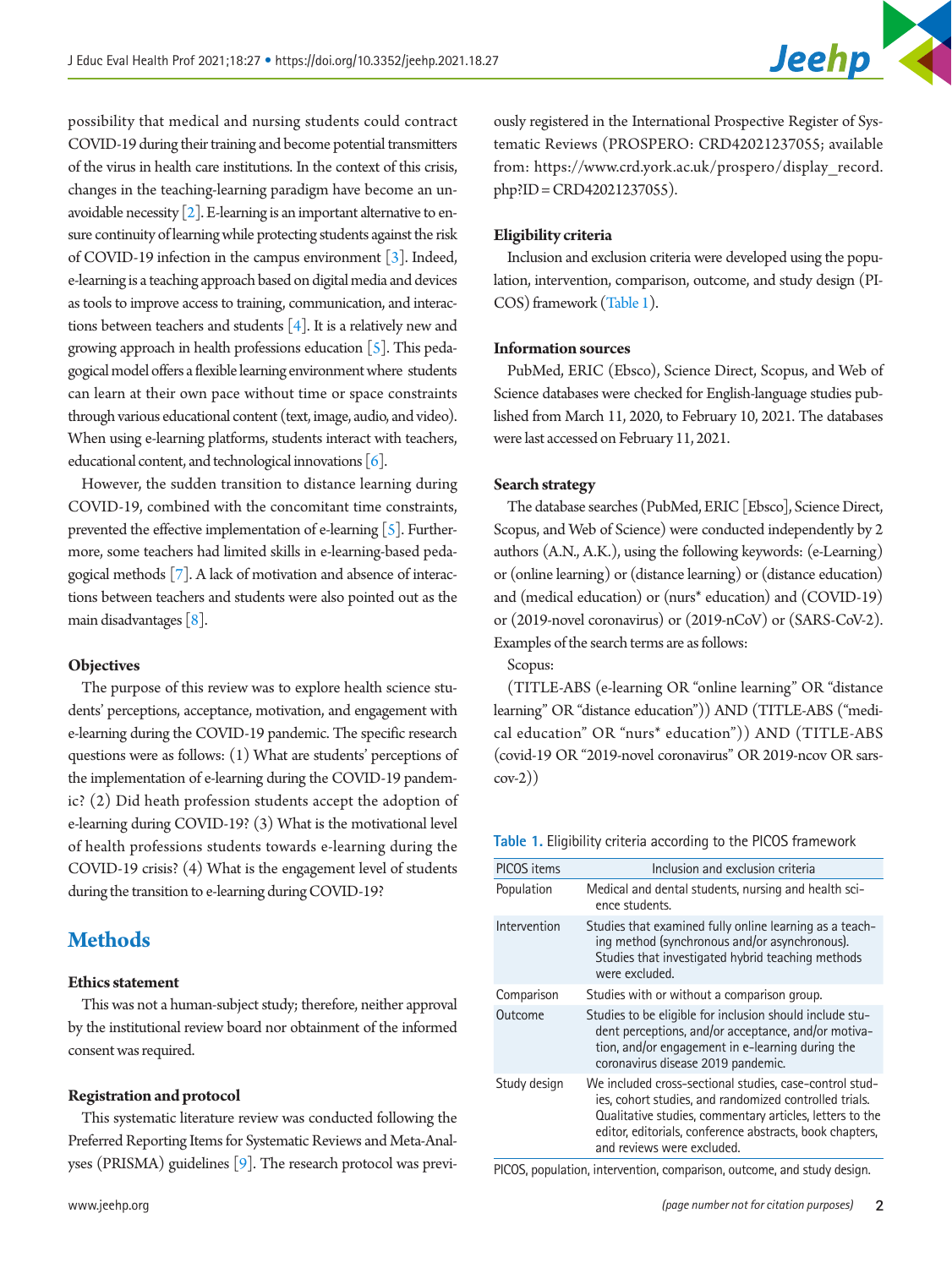possibility that medical and nursing students could contract COVID-19 during their training and become potential transmitters of the virus in health care institutions. In the context of this crisis, changes in the teaching-learning paradigm have become an unavoidable necessity [2]. E-learning is an important alternative to ensure continuity of learning while protecting students against the risk of COVID-19 infection in the campus environment [3]. Indeed, e-learning is a teaching approach based on digital media and devices as tools to improve access to training, communication, and interactions between teachers and students [4]. It is a relatively new and growing approach in health professions education [5]. This pedagogical model offers a flexible learning environment where students can learn at their own pace without time or space constraints through various educational content (text, image, audio, and video). When using e-learning platforms, students interact with teachers, educational content, and technological innovations [6].

However, the sudden transition to distance learning during COVID-19, combined with the concomitant time constraints, prevented the effective implementation of e-learning [5]. Furthermore, some teachers had limited skills in e-learning-based pedagogical methods [7]. A lack of motivation and absence of interactions between teachers and students were also pointed out as the main disadvantages [8].

### Objectives

The purpose of this review was to explore health science students' perceptions, acceptance, motivation, and engagement with e-learning during the COVID-19 pandemic. The specific research questions were as follows: (1) What are students' perceptions of the implementation of e-learning during the COVID-19 pandemic? (2) Did heath profession students accept the adoption of e-learning during COVID-19? (3) What is the motivational level of health professions students towards e-learning during the COVID-19 crisis? (4) What is the engagement level of students during the transition to e-learning during COVID-19?

## Methods

### Ethics statement

This was not a human-subject study; therefore, neither approval by the institutional review board nor obtainment of the informed consent was required.

### Registration and protocol

This systematic literature review was conducted following the Preferred Reporting Items for Systematic Reviews and Meta-Analyses (PRISMA) guidelines [9]. The research protocol was previously registered in the International Prospective Register of Systematic Reviews (PROSPERO: CRD42021237055; available from: https://www.crd.york.ac.uk/prospero/display_record.php?ID=CRD42021237055).

### Eligibility criteria

Inclusion and exclusion criteria were developed using the population, intervention, comparison, outcome, and study design (PICOS) framework (Table 1).

### Information sources

PubMed, ERIC (Ebsco), Science Direct, Scopus, and Web of Science databases were checked for English-language studies published from March 11, 2020, to February 10, 2021. The databases were last accessed on February 11, 2021.

### Search strategy

The database searches (PubMed, ERIC [Ebsco], Science Direct, Scopus, and Web of Science) were conducted independently by 2 authors (A.N., A.K.), using the following keywords: (e-Learning) or (online learning) or (distance learning) or (distance education) and (medical education) or (nurs* education) and (COVID-19) or (2019-novel coronavirus) or (2019-nCoV) or (SARS-CoV-2). Examples of the search terms are as follows:

Scopus:

(TITLE-ABS (e-learning OR "online learning" OR "distance learning" OR "distance education")) AND (TITLE-ABS ("medical education" OR "nurs* education")) AND (TITLE-ABS (covid-19 OR "2019-novel coronavirus" OR 2019-ncov OR sars-cov-2))

**Table 1.** Eligibility criteria according to the PICOS framework

| PICOS items | Inclusion and exclusion criteria |
|---|---|
| Population | Medical and dental students, nursing and health science students. |
| Intervention | Studies that examined fully online learning as a teaching method (synchronous and/or asynchronous). Studies that investigated hybrid teaching methods were excluded. |
| Comparison | Studies with or without a comparison group. |
| Outcome | Studies to be eligible for inclusion should include student perceptions, and/or acceptance, and/or motivation, and/or engagement in e-learning during the coronavirus disease 2019 pandemic. |
| Study design | We included cross-sectional studies, case-control studies, cohort studies, and randomized controlled trials. Qualitative studies, commentary articles, letters to the editor, editorials, conference abstracts, book chapters, and reviews were excluded. |

PICOS, population, intervention, comparison, outcome, and study design.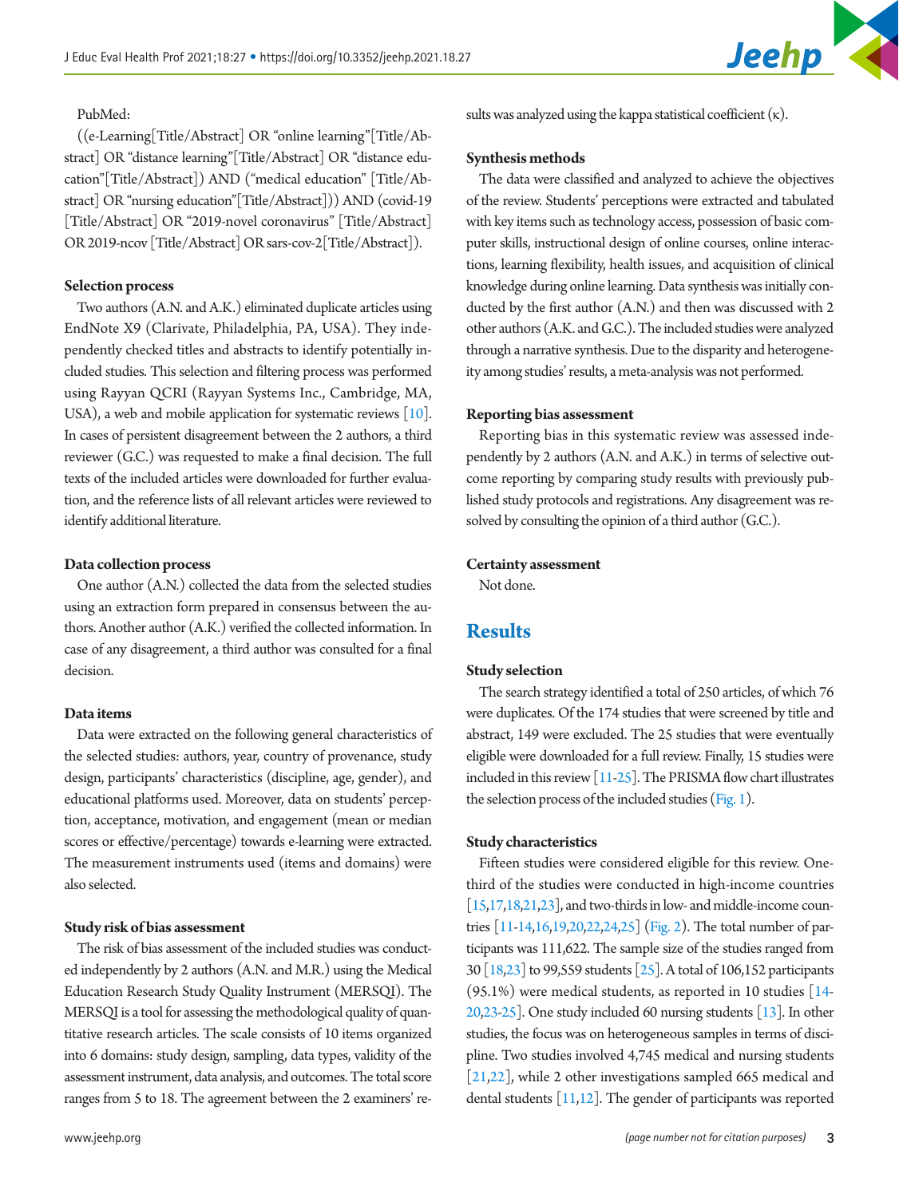PubMed:

((e-Learning[Title/Abstract] OR "online learning"[Title/Abstract] OR "distance learning"[Title/Abstract] OR "distance education"[Title/Abstract]) AND ("medical education" [Title/Abstract] OR "nursing education"[Title/Abstract])) AND (covid-19 [Title/Abstract] OR "2019-novel coronavirus" [Title/Abstract] OR 2019-ncov [Title/Abstract] OR sars-cov-2[Title/Abstract]).

### Selection process

Two authors (A.N. and A.K.) eliminated duplicate articles using EndNote X9 (Clarivate, Philadelphia, PA, USA). They independently checked titles and abstracts to identify potentially included studies. This selection and filtering process was performed using Rayyan QCRI (Rayyan Systems Inc., Cambridge, MA, USA), a web and mobile application for systematic reviews [10]. In cases of persistent disagreement between the 2 authors, a third reviewer (G.C.) was requested to make a final decision. The full texts of the included articles were downloaded for further evaluation, and the reference lists of all relevant articles were reviewed to identify additional literature.

### Data collection process

One author (A.N.) collected the data from the selected studies using an extraction form prepared in consensus between the authors. Another author (A.K.) verified the collected information. In case of any disagreement, a third author was consulted for a final decision.

### Data items

Data were extracted on the following general characteristics of the selected studies: authors, year, country of provenance, study design, participants' characteristics (discipline, age, gender), and educational platforms used. Moreover, data on students' perception, acceptance, motivation, and engagement (mean or median scores or effective/percentage) towards e-learning were extracted. The measurement instruments used (items and domains) were also selected.

### Study risk of bias assessment

The risk of bias assessment of the included studies was conducted independently by 2 authors (A.N. and M.R.) using the Medical Education Research Study Quality Instrument (MERSQI). The MERSQI is a tool for assessing the methodological quality of quantitative research articles. The scale consists of 10 items organized into 6 domains: study design, sampling, data types, validity of the assessment instrument, data analysis, and outcomes. The total score ranges from 5 to 18. The agreement between the 2 examiners' results was analyzed using the kappa statistical coefficient ($\kappa$).

### Synthesis methods

The data were classified and analyzed to achieve the objectives of the review. Students' perceptions were extracted and tabulated with key items such as technology access, possession of basic computer skills, instructional design of online courses, online interactions, learning flexibility, health issues, and acquisition of clinical knowledge during online learning. Data synthesis was initially conducted by the first author (A.N.) and then was discussed with 2 other authors (A.K. and G.C.). The included studies were analyzed through a narrative synthesis. Due to the disparity and heterogeneity among studies' results, a meta-analysis was not performed.

### Reporting bias assessment

Reporting bias in this systematic review was assessed independently by 2 authors (A.N. and A.K.) in terms of selective outcome reporting by comparing study results with previously published study protocols and registrations. Any disagreement was resolved by consulting the opinion of a third author (G.C.).

### Certainty assessment

Not done.

## Results

### Study selection

The search strategy identified a total of 250 articles, of which 76 were duplicates. Of the 174 studies that were screened by title and abstract, 149 were excluded. The 25 studies that were eventually eligible were downloaded for a full review. Finally, 15 studies were included in this review [11-25]. The PRISMA flow chart illustrates the selection process of the included studies (Fig. 1).

### Study characteristics

Fifteen studies were considered eligible for this review. One-third of the studies were conducted in high-income countries [15,17,18,21,23], and two-thirds in low- and middle-income countries [11-14,16,19,20,22,24,25] (Fig. 2). The total number of participants was 111,622. The sample size of the studies ranged from 30 [18,23] to 99,559 students [25]. A total of 106,152 participants (95.1%) were medical students, as reported in 10 studies [14-20,23-25]. One study included 60 nursing students [13]. In other studies, the focus was on heterogeneous samples in terms of discipline. Two studies involved 4,745 medical and nursing students [21,22], while 2 other investigations sampled 665 medical and dental students [11,12]. The gender of participants was reported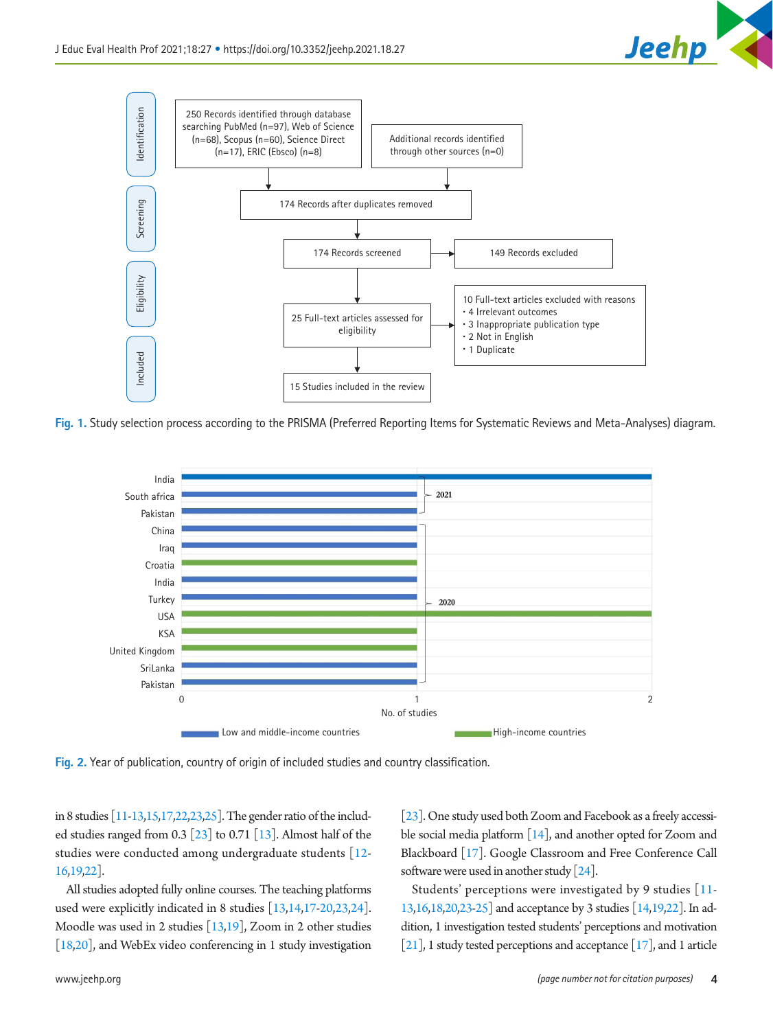Fig. 1. Study selection process according to the PRISMA (Preferred Reporting Items for Systematic Reviews and Meta-Analyses) diagram.

Fig. 2. Year of publication, country of origin of included studies and country classification.

in 8 studies [11-13,15,17,22,23,25]. The gender ratio of the included studies ranged from 0.3 [23] to 0.71 [13]. Almost half of the studies were conducted among undergraduate students [12-16,19,22].

All studies adopted fully online courses. The teaching platforms used were explicitly indicated in 8 studies [13,14,17-20,23,24]. Moodle was used in 2 studies [13,19], Zoom in 2 other studies [18,20], and WebEx video conferencing in 1 study investigation [23]. One study used both Zoom and Facebook as a freely accessible social media platform [14], and another opted for Zoom and Blackboard [17]. Google Classroom and Free Conference Call software were used in another study [24].

Students' perceptions were investigated by 9 studies [11-13,16,18,20,23-25] and acceptance by 3 studies [14,19,22]. In addition, 1 investigation tested students' perceptions and motivation [21], 1 study tested perceptions and acceptance [17], and 1 article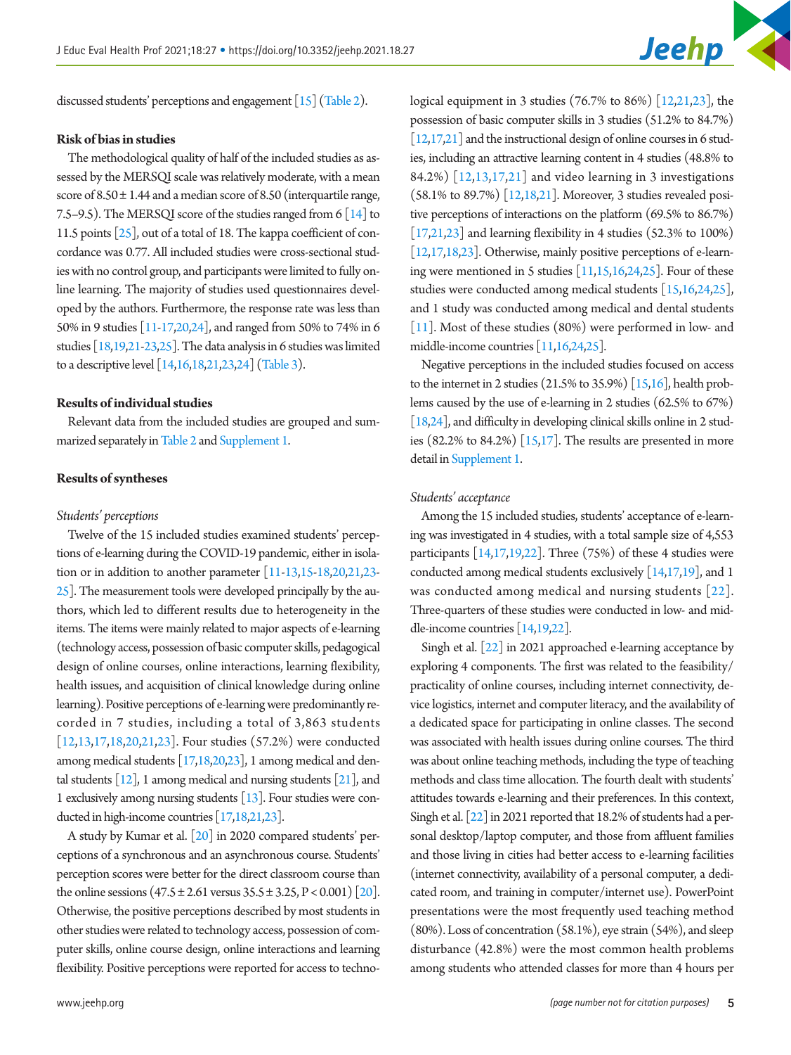discussed students' perceptions and engagement [15] (Table 2).

### Risk of bias in studies

The methodological quality of half of the included studies as assessed by the MERSQI scale was relatively moderate, with a mean score of 8.50 ± 1.44 and a median score of 8.50 (interquartile range, 7.5–9.5). The MERSQI score of the studies ranged from 6 [14] to 11.5 points [25], out of a total of 18. The kappa coefficient of concordance was 0.77. All included studies were cross-sectional studies with no control group, and participants were limited to fully online learning. The majority of studies used questionnaires developed by the authors. Furthermore, the response rate was less than 50% in 9 studies [11-17,20,24], and ranged from 50% to 74% in 6 studies [18,19,21-23,25]. The data analysis in 6 studies was limited to a descriptive level [14,16,18,21,23,24] (Table 3).

### Results of individual studies

Relevant data from the included studies are grouped and summarized separately in Table 2 and Supplement 1.

### Results of syntheses

*Students' perceptions*

Twelve of the 15 included studies examined students' perceptions of e-learning during the COVID-19 pandemic, either in isolation or in addition to another parameter [11-13,15-18,20,21,23-25]. The measurement tools were developed principally by the authors, which led to different results due to heterogeneity in the items. The items were mainly related to major aspects of e-learning (technology access, possession of basic computer skills, pedagogical design of online courses, online interactions, learning flexibility, health issues, and acquisition of clinical knowledge during online learning). Positive perceptions of e-learning were predominantly recorded in 7 studies, including a total of 3,863 students [12,13,17,18,20,21,23]. Four studies (57.2%) were conducted among medical students [17,18,20,23], 1 among medical and dental students [12], 1 among medical and nursing students [21], and 1 exclusively among nursing students [13]. Four studies were conducted in high-income countries [17,18,21,23].

A study by Kumar et al. [20] in 2020 compared students' perceptions of a synchronous and an asynchronous course. Students' perception scores were better for the direct classroom course than the online sessions (47.5 ± 2.61 versus 35.5 ± 3.25, $P < 0.001$) [20]. Otherwise, the positive perceptions described by most students in other studies were related to technology access, possession of computer skills, online course design, online interactions and learning flexibility. Positive perceptions were reported for access to technological equipment in 3 studies (76.7% to 86%) [12,21,23], the possession of basic computer skills in 3 studies (51.2% to 84.7%) [12,17,21] and the instructional design of online courses in 6 studies, including an attractive learning content in 4 studies (48.8% to 84.2%) [12,13,17,21] and video learning in 3 investigations (58.1% to 89.7%) [12,18,21]. Moreover, 3 studies revealed positive perceptions of interactions on the platform (69.5% to 86.7%) [17,21,23] and learning flexibility in 4 studies (52.3% to 100%) [12,17,18,23]. Otherwise, mainly positive perceptions of e-learning were mentioned in 5 studies [11,15,16,24,25]. Four of these studies were conducted among medical students [15,16,24,25], and 1 study was conducted among medical and dental students [11]. Most of these studies (80%) were performed in low- and middle-income countries [11,16,24,25].

Negative perceptions in the included studies focused on access to the internet in 2 studies (21.5% to 35.9%) [15,16], health problems caused by the use of e-learning in 2 studies (62.5% to 67%) [18,24], and difficulty in developing clinical skills online in 2 studies (82.2% to 84.2%) [15,17]. The results are presented in more detail in Supplement 1.

*Students' acceptance*

Among the 15 included studies, students' acceptance of e-learning was investigated in 4 studies, with a total sample size of 4,553 participants [14,17,19,22]. Three (75%) of these 4 studies were conducted among medical students exclusively [14,17,19], and 1 was conducted among medical and nursing students [22]. Three-quarters of these studies were conducted in low- and middle-income countries [14,19,22].

Singh et al. [22] in 2021 approached e-learning acceptance by exploring 4 components. The first was related to the feasibility/practicality of online courses, including internet connectivity, device logistics, internet and computer literacy, and the availability of a dedicated space for participating in online classes. The second was associated with health issues during online courses. The third was about online teaching methods, including the type of teaching methods and class time allocation. The fourth dealt with students' attitudes towards e-learning and their preferences. In this context, Singh et al. [22] in 2021 reported that 18.2% of students had a personal desktop/laptop computer, and those from affluent families and those living in cities had better access to e-learning facilities (internet connectivity, availability of a personal computer, a dedicated room, and training in computer/internet use). PowerPoint presentations were the most frequently used teaching method (80%). Loss of concentration (58.1%), eye strain (54%), and sleep disturbance (42.8%) were the most common health problems among students who attended classes for more than 4 hours per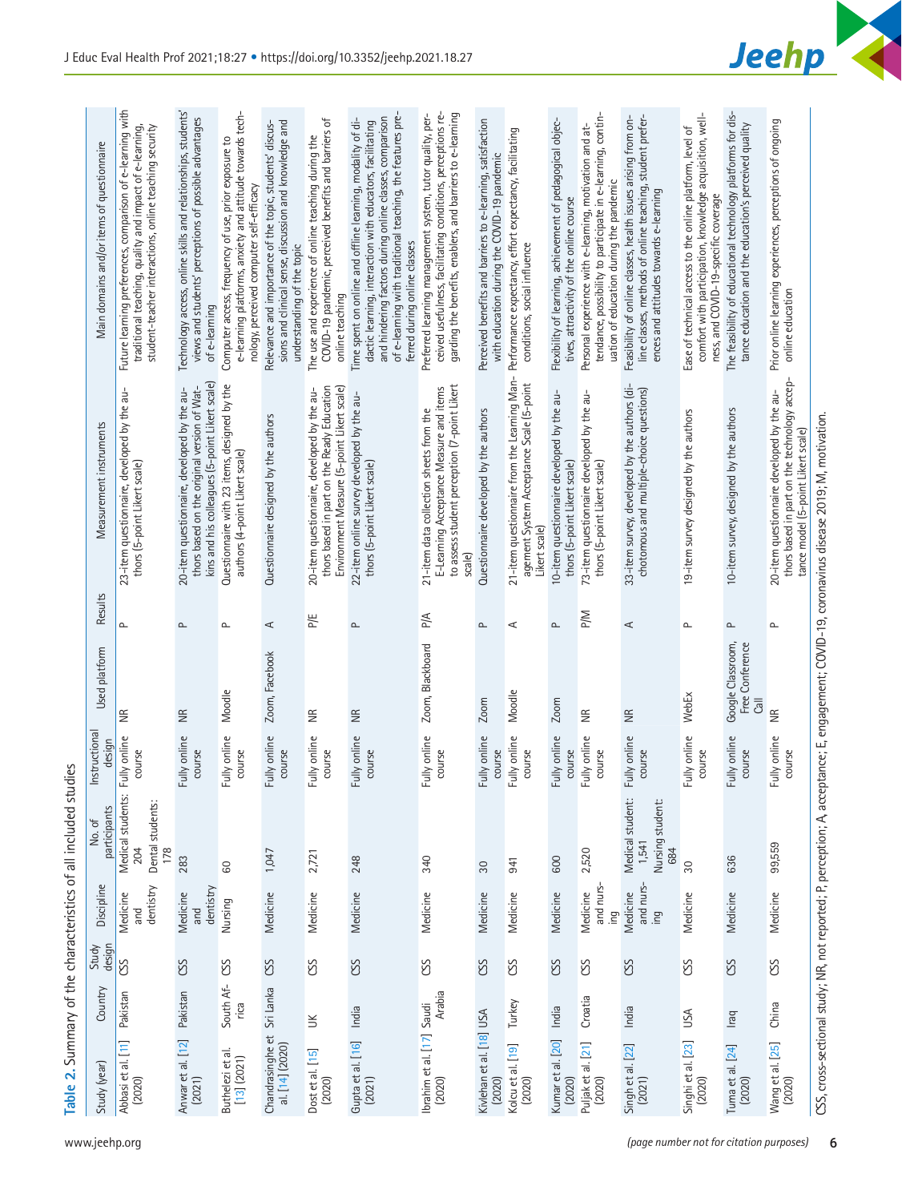**Table 2.** Summary of the characteristics of all included studies

| Study (year) | Country | Study design | Discipline | No. of participants | Instructional design | Used platform | Results | Measurement instruments | Main domains and/or items of questionnaire |
|---|---|---|---|---|---|---|---|---|---|
| Abbasi et al. [11] (2020) | Pakistan | CSS | Medicine and dentistry | Medical students: 204 Dental students: 178 | Fully online course | NR | P | 23-item questionnaire, developed by the authors (5-point Likert scale) | Future learning preferences, comparison of e-learning with traditional teaching, quality and impact of e-learning, student–teacher interactions, online teaching security |
| Anwar et al. [12] (2021) | Pakistan | CSS | Medicine and dentistry | 283 | Fully online course | NR | P | 20-item questionnaire, developed by the authors based on the original version of Watkins and his colleagues (5-point Likert scale) | Technology access, online skills and relationships, students' views and students' perceptions of possible advantages of e-learning |
| Buthelezi et al. [13] (2021) | South Africa | CSS | Nursing | 60 | Fully online course | Moodle | P | Questionnaire with 23 items, designed by the authors (4-point Likert scale) | Computer access, frequency of use, prior exposure to e-learning platforms, anxiety and attitude towards technology, perceived computer self-efficacy |
| Chandrasinghe et al. [14] (2020) | Sri Lanka | CSS | Medicine | 1,047 | Fully online course | Zoom, Facebook | A | Questionnaire designed by the authors | Relevance and importance of the topic, students' discussions and clinical sense, discussion and knowledge and understanding of the topic |
| Dost et al. [15] (2020) | UK | CSS | Medicine | 2,721 | Fully online course | NR | P/E | 20-item questionnaire, developed by the authors based in part on the Ready Education Environment Measure (5-point Likert scale) | The use and experience of online teaching during the COVID-19 pandemic, perceived benefits and barriers of online teaching |
| Gupta et al. [16] (2021) | India | CSS | Medicine | 248 | Fully online course | NR | P | 22-item online survey developed by the authors (5-point Likert scale) | Time spent on online and offline learning, modality of didactic learning, interaction with educators, facilitating and hindering factors during online classes, comparison of e-learning with traditional teaching, the features preferred during online classes |
| Ibrahim et al. [17] (2020) | Saudi Arabia | CSS | Medicine | 340 | Fully online course | Zoom, Blackboard | P/A | 21-item data collection sheets from the E-Learning Acceptance Measure and items to assess student perception (7-point Likert scale) | Preferred learning management system, tutor quality, perceived usefulness, facilitating conditions, perceptions regarding the benefits, enablers, and barriers to e-learning |
| Kivlehan et al. [18] (2020) | USA | CSS | Medicine | 30 | Fully online course | Zoom | P | Questionnaire developed by the authors | Perceived benefits and barriers to e-learning, satisfaction with education during the COVID-19 pandemic |
| Kolcu et al. [19] (2020) | Turkey | CSS | Medicine | 941 | Fully online course | Moodle | A | 21-item questionnaire from the Learning Management System Acceptance Scale (5-point Likert scale) | Performance expectancy, effort expectancy, facilitating conditions, social influence |
| Kumar et al. [20] (2020) | India | CSS | Medicine | 600 | Fully online course | Zoom | P | 10-item questionnaire developed by the authors (5-point Likert scale) | Flexibility of learning, achievement of pedagogical objectives, attractivity of the online course |
| Puljak et al. [21] (2020) | Croatia | CSS | Medicine and nursing | 2,520 | Fully online course | NR | P/M | 73-item questionnaire developed by the authors (5-point Likert scale) | Personal experience with e-learning, motivation and attendance, possibility to participate in e-learning, continuation of education during the pandemic |
| Singh et al. [22] (2021) | India | CSS | Medicine and nursing | Medical student: 1,541 Nursing student: 684 | Fully online course | NR | A | 33-item survey, developed by the authors (dichotomous and multiple-choice questions) | Feasibility of online classes, health issues arising from online classes, methods of online teaching, student preferences and attitudes towards e-learning |
| Singhi et al. [23] (2020) | USA | CSS | Medicine | 30 | Fully online course | WebEx | P | 19-item survey designed by the authors | Ease of technical access to the online platform, level of comfort with participation, knowledge acquisition, wellness, and COVID-19-specific coverage |
| Tuma et al. [24] (2020) | Iraq | CSS | Medicine | 636 | Fully online course | Google Classroom, Free Conference Call | P | 10-item survey, designed by the authors | The feasibility of educational technology platforms for distance education and the education's perceived quality |
| Wang et al. [25] (2020) | China | CSS | Medicine | 99,559 | Fully online course | NR | P | 20-item questionnaire developed by the authors based in part on the technology acceptance model (5-point Likert scale) | Prior online learning experiences, perceptions of ongoing online education |

CSS, cross-sectional study; NR, not reported; P, perception; A, acceptance; E, engagement; COVID-19, coronavirus disease 2019; M, motivation.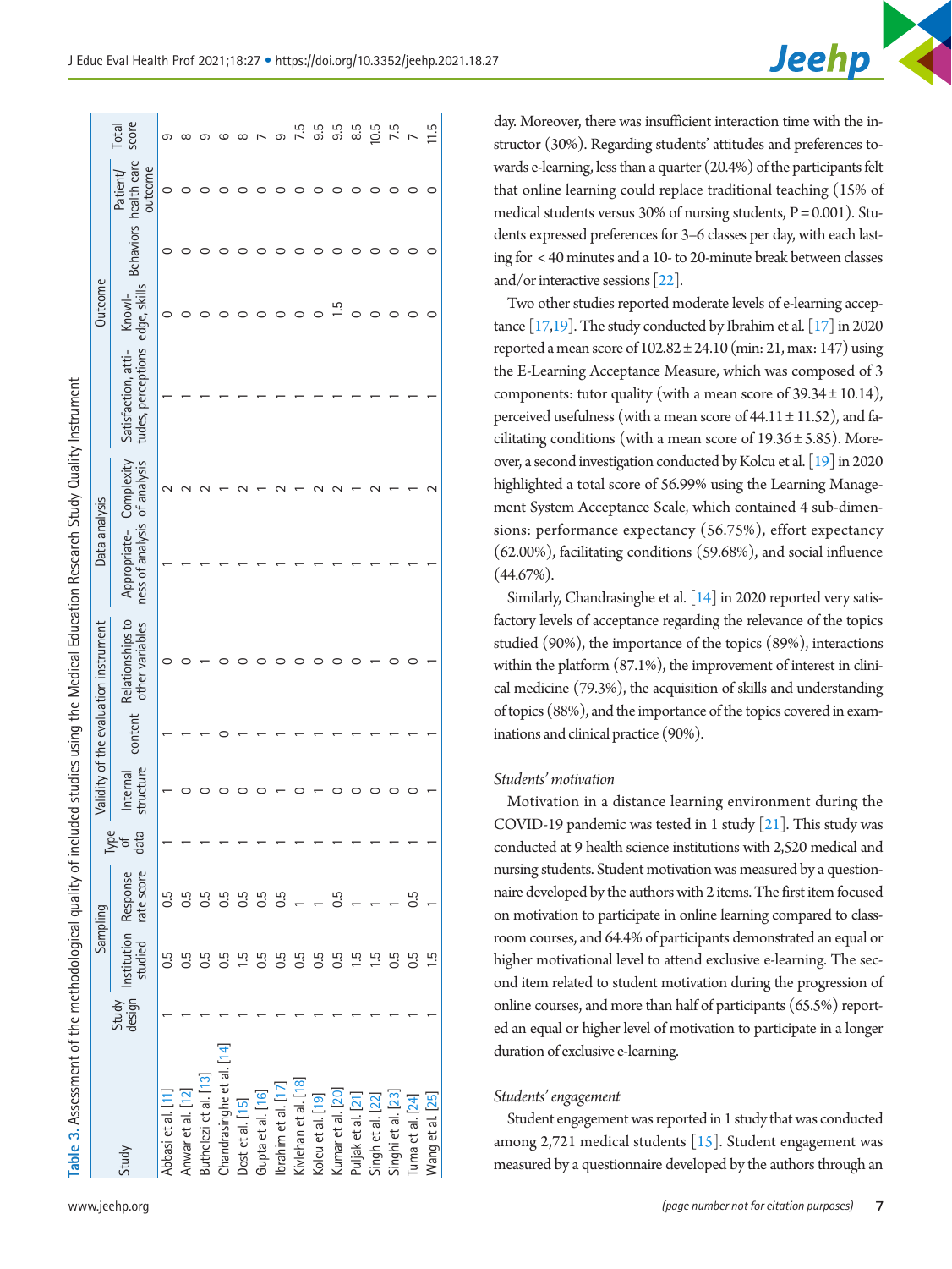Table 3. Assessment of the methodological quality of included studies using the Medical Education Research Study Quality Instrument

| Study | Study design | Sampling | | Type of data | Validity of the evaluation instrument | | | Data analysis | | Outcome | | | | Total score |
|---|---|---|---|---|---|---|---|---|---|---|---|---|---|---|
| | | Institution studied | Response rate score | | Internal structure | content | Relationships to other variables | Appropriate-ness of analysis | Complexity of analysis | Satisfaction, attitudes, perceptions | Knowledge, skills | Behaviors | Patient/health care outcome | |
| Abbasi et al. [11] | 1 | 0.5 | 0.5 | 1 | 1 | 1 | 0 | 1 | 2 | 1 | 0 | 0 | 0 | 9 |
| Anwar et al. [12] | 1 | 0.5 | 0.5 | 1 | 0 | 1 | 0 | 1 | 2 | 1 | 0 | 0 | 0 | 8 |
| Buthelezi et al. [13] | 1 | 0.5 | 0.5 | 1 | 0 | 1 | 1 | 1 | 2 | 1 | 0 | 0 | 0 | 9 |
| Chandrasinghe et al. [14] | 1 | 0.5 | 0.5 | 1 | 0 | 0 | 0 | 1 | 1 | 1 | 0 | 0 | 0 | 6 |
| Dost et al. [15] | 1 | 1.5 | 0.5 | 1 | 0 | 1 | 0 | 1 | 2 | 1 | 0 | 0 | 0 | 8 |
| Gupta et al. [16] | 1 | 0.5 | 0.5 | 1 | 0 | 1 | 0 | 1 | 1 | 1 | 0 | 0 | 0 | 7 |
| Ibrahim et al. [17] | 1 | 0.5 | 0.5 | 1 | 1 | 1 | 0 | 1 | 2 | 1 | 0 | 0 | 0 | 9 |
| Kivlehan et al. [18] | 1 | 0.5 | 1 | 1 | 0 | 1 | 0 | 1 | 1 | 1 | 0 | 0 | 0 | 7.5 |
| Kolcu et al. [19] | 1 | 0.5 | 1 | 1 | 1 | 1 | 0 | 1 | 2 | 1 | 0 | 0 | 0 | 9.5 |
| Kumar et al. [20] | 1 | 0.5 | 0.5 | 1 | 0 | 1 | 0 | 1 | 2 | 1 | 1.5 | 0 | 0 | 9.5 |
| Puljak et al. [21] | 1 | 1.5 | 1 | 1 | 0 | 1 | 0 | 1 | 1 | 1 | 0 | 0 | 0 | 8.5 |
| Singh et al. [22] | 1 | 1.5 | 1 | 1 | 0 | 1 | 1 | 1 | 2 | 1 | 0 | 0 | 0 | 10.5 |
| Singhi et al. [23] | 1 | 0.5 | 1 | 1 | 0 | 1 | 0 | 1 | 1 | 1 | 0 | 0 | 0 | 7.5 |
| Tuma et al. [24] | 1 | 0.5 | 0.5 | 1 | 0 | 1 | 0 | 1 | 1 | 1 | 0 | 0 | 0 | 7 |
| Wang et al. [25] | 1 | 1.5 | 1 | 1 | 1 | 1 | 1 | 1 | 2 | 1 | 0 | 0 | 0 | 11.5 |

day. Moreover, there was insufficient interaction time with the instructor (30%). Regarding students' attitudes and preferences towards e-learning, less than a quarter (20.4%) of the participants felt that online learning could replace traditional teaching (15% of medical students versus 30% of nursing students, P = 0.001). Students expressed preferences for 3–6 classes per day, with each lasting for < 40 minutes and a 10- to 20-minute break between classes and/or interactive sessions [22].

Two other studies reported moderate levels of e-learning acceptance [17,19]. The study conducted by Ibrahim et al. [17] in 2020 reported a mean score of 102.82 ± 24.10 (min: 21, max: 147) using the E-Learning Acceptance Measure, which was composed of 3 components: tutor quality (with a mean score of 39.34 ± 10.14), perceived usefulness (with a mean score of 44.11 ± 11.52), and facilitating conditions (with a mean score of 19.36 ± 5.85). Moreover, a second investigation conducted by Kolcu et al. [19] in 2020 highlighted a total score of 56.99% using the Learning Management System Acceptance Scale, which contained 4 sub-dimensions: performance expectancy (56.75%), effort expectancy (62.00%), facilitating conditions (59.68%), and social influence (44.67%).

Similarly, Chandrasinghe et al. [14] in 2020 reported very satisfactory levels of acceptance regarding the relevance of the topics studied (90%), the importance of the topics (89%), interactions within the platform (87.1%), the improvement of interest in clinical medicine (79.3%), the acquisition of skills and understanding of topics (88%), and the importance of the topics covered in examinations and clinical practice (90%).

*Students' motivation*

Motivation in a distance learning environment during the COVID-19 pandemic was tested in 1 study [21]. This study was conducted at 9 health science institutions with 2,520 medical and nursing students. Student motivation was measured by a questionnaire developed by the authors with 2 items. The first item focused on motivation to participate in online learning compared to classroom courses, and 64.4% of participants demonstrated an equal or higher motivational level to attend exclusive e-learning. The second item related to student motivation during the progression of online courses, and more than half of participants (65.5%) reported an equal or higher level of motivation to participate in a longer duration of exclusive e-learning.

*Students' engagement*

Student engagement was reported in 1 study that was conducted among 2,721 medical students [15]. Student engagement was measured by a questionnaire developed by the authors through an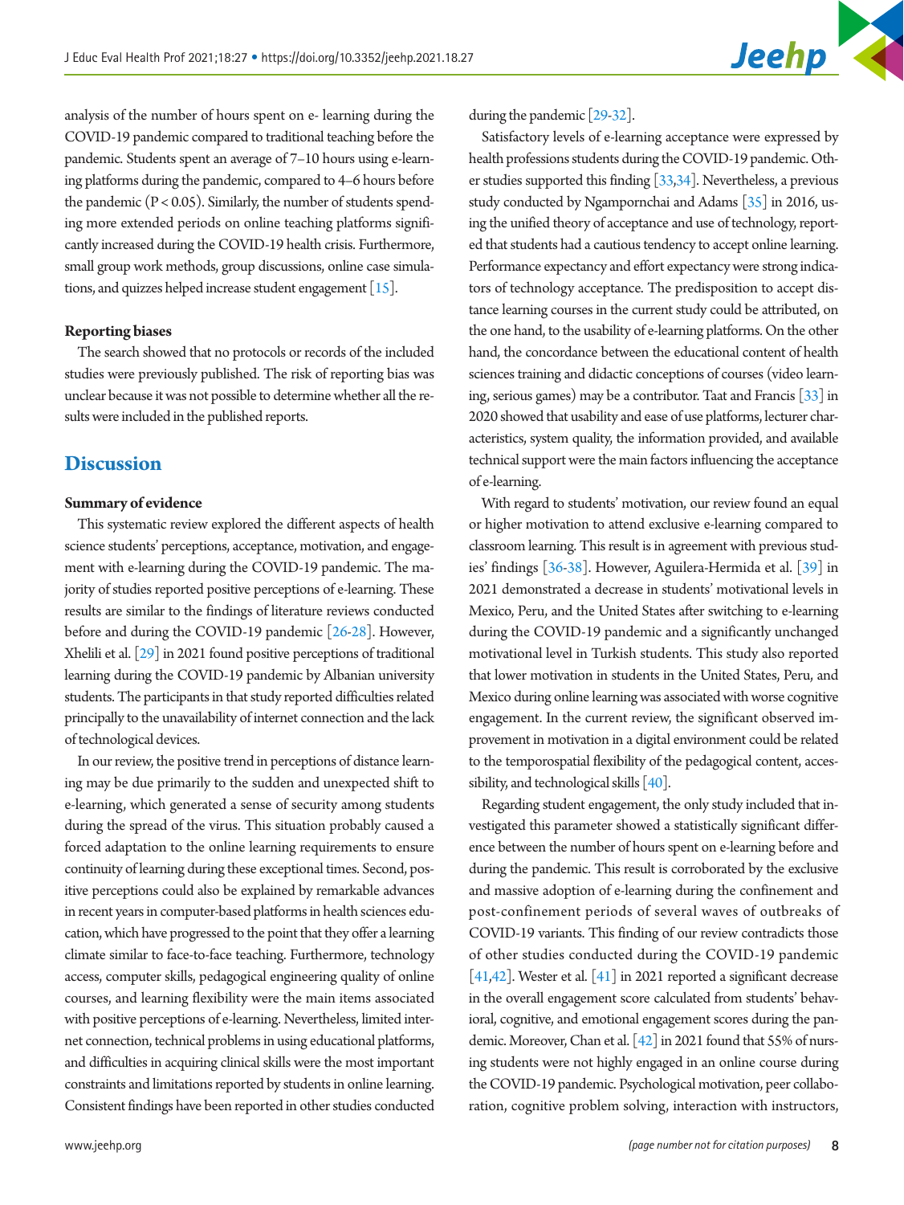analysis of the number of hours spent on e- learning during the COVID-19 pandemic compared to traditional teaching before the pandemic. Students spent an average of 7–10 hours using e-learning platforms during the pandemic, compared to 4–6 hours before the pandemic ($P < 0.05$). Similarly, the number of students spending more extended periods on online teaching platforms significantly increased during the COVID-19 health crisis. Furthermore, small group work methods, group discussions, online case simulations, and quizzes helped increase student engagement [15].

#### Reporting biases

The search showed that no protocols or records of the included studies were previously published. The risk of reporting bias was unclear because it was not possible to determine whether all the results were included in the published reports.

## Discussion

#### Summary of evidence

This systematic review explored the different aspects of health science students' perceptions, acceptance, motivation, and engagement with e-learning during the COVID-19 pandemic. The majority of studies reported positive perceptions of e-learning. These results are similar to the findings of literature reviews conducted before and during the COVID-19 pandemic [26-28]. However, Xhelili et al. [29] in 2021 found positive perceptions of traditional learning during the COVID-19 pandemic by Albanian university students. The participants in that study reported difficulties related principally to the unavailability of internet connection and the lack of technological devices.

In our review, the positive trend in perceptions of distance learning may be due primarily to the sudden and unexpected shift to e-learning, which generated a sense of security among students during the spread of the virus. This situation probably caused a forced adaptation to the online learning requirements to ensure continuity of learning during these exceptional times. Second, positive perceptions could also be explained by remarkable advances in recent years in computer-based platforms in health sciences education, which have progressed to the point that they offer a learning climate similar to face-to-face teaching. Furthermore, technology access, computer skills, pedagogical engineering quality of online courses, and learning flexibility were the main items associated with positive perceptions of e-learning. Nevertheless, limited internet connection, technical problems in using educational platforms, and difficulties in acquiring clinical skills were the most important constraints and limitations reported by students in online learning. Consistent findings have been reported in other studies conducted during the pandemic [29-32].

Satisfactory levels of e-learning acceptance were expressed by health professions students during the COVID-19 pandemic. Other studies supported this finding [33,34]. Nevertheless, a previous study conducted by Ngampornchai and Adams [35] in 2016, using the unified theory of acceptance and use of technology, reported that students had a cautious tendency to accept online learning. Performance expectancy and effort expectancy were strong indicators of technology acceptance. The predisposition to accept distance learning courses in the current study could be attributed, on the one hand, to the usability of e-learning platforms. On the other hand, the concordance between the educational content of health sciences training and didactic conceptions of courses (video learning, serious games) may be a contributor. Taat and Francis [33] in 2020 showed that usability and ease of use platforms, lecturer characteristics, system quality, the information provided, and available technical support were the main factors influencing the acceptance of e-learning.

With regard to students' motivation, our review found an equal or higher motivation to attend exclusive e-learning compared to classroom learning. This result is in agreement with previous studies' findings [36-38]. However, Aguilera-Hermida et al. [39] in 2021 demonstrated a decrease in students' motivational levels in Mexico, Peru, and the United States after switching to e-learning during the COVID-19 pandemic and a significantly unchanged motivational level in Turkish students. This study also reported that lower motivation in students in the United States, Peru, and Mexico during online learning was associated with worse cognitive engagement. In the current review, the significant observed improvement in motivation in a digital environment could be related to the temporospatial flexibility of the pedagogical content, accessibility, and technological skills [40].

Regarding student engagement, the only study included that investigated this parameter showed a statistically significant difference between the number of hours spent on e-learning before and during the pandemic. This result is corroborated by the exclusive and massive adoption of e-learning during the confinement and post-confinement periods of several waves of outbreaks of COVID-19 variants. This finding of our review contradicts those of other studies conducted during the COVID-19 pandemic [41,42]. Wester et al. [41] in 2021 reported a significant decrease in the overall engagement score calculated from students' behavioral, cognitive, and emotional engagement scores during the pandemic. Moreover, Chan et al. [42] in 2021 found that 55% of nursing students were not highly engaged in an online course during the COVID-19 pandemic. Psychological motivation, peer collaboration, cognitive problem solving, interaction with instructors,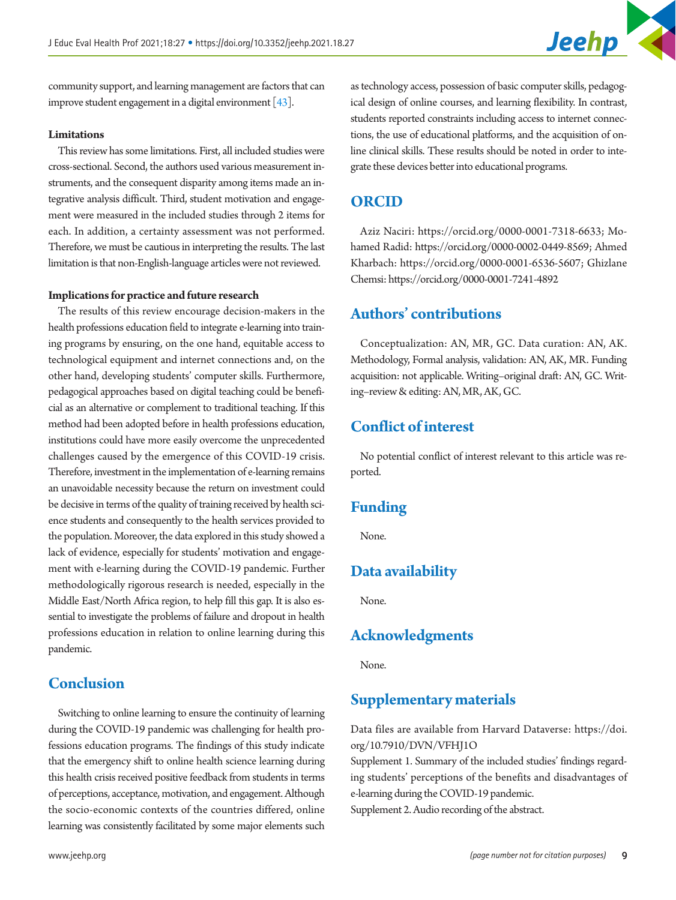community support, and learning management are factors that can improve student engagement in a digital environment [43].

#### Limitations

This review has some limitations. First, all included studies were cross-sectional. Second, the authors used various measurement instruments, and the consequent disparity among items made an integrative analysis difficult. Third, student motivation and engagement were measured in the included studies through 2 items for each. In addition, a certainty assessment was not performed. Therefore, we must be cautious in interpreting the results. The last limitation is that non-English-language articles were not reviewed.

#### Implications for practice and future research

The results of this review encourage decision-makers in the health professions education field to integrate e-learning into training programs by ensuring, on the one hand, equitable access to technological equipment and internet connections and, on the other hand, developing students' computer skills. Furthermore, pedagogical approaches based on digital teaching could be beneficial as an alternative or complement to traditional teaching. If this method had been adopted before in health professions education, institutions could have more easily overcome the unprecedented challenges caused by the emergence of this COVID-19 crisis. Therefore, investment in the implementation of e-learning remains an unavoidable necessity because the return on investment could be decisive in terms of the quality of training received by health science students and consequently to the health services provided to the population. Moreover, the data explored in this study showed a lack of evidence, especially for students' motivation and engagement with e-learning during the COVID-19 pandemic. Further methodologically rigorous research is needed, especially in the Middle East/North Africa region, to help fill this gap. It is also essential to investigate the problems of failure and dropout in health professions education in relation to online learning during this pandemic.

## Conclusion

Switching to online learning to ensure the continuity of learning during the COVID-19 pandemic was challenging for health professions education programs. The findings of this study indicate that the emergency shift to online health science learning during this health crisis received positive feedback from students in terms of perceptions, acceptance, motivation, and engagement. Although the socio-economic contexts of the countries differed, online learning was consistently facilitated by some major elements such as technology access, possession of basic computer skills, pedagogical design of online courses, and learning flexibility. In contrast, students reported constraints including access to internet connections, the use of educational platforms, and the acquisition of online clinical skills. These results should be noted in order to integrate these devices better into educational programs.

## ORCID

Aziz Naciri: https://orcid.org/0000-0001-7318-6633; Mohamed Radid: https://orcid.org/0000-0002-0449-8569; Ahmed Kharbach: https://orcid.org/0000-0001-6536-5607; Ghizlane Chemsi: https://orcid.org/0000-0001-7241-4892

## Authors' contributions

Conceptualization: AN, MR, GC. Data curation: AN, AK. Methodology, Formal analysis, validation: AN, AK, MR. Funding acquisition: not applicable. Writing–original draft: AN, GC. Writing–review & editing: AN, MR, AK, GC.

## Conflict of interest

No potential conflict of interest relevant to this article was reported.

## Funding

None.

## Data availability

None.

## Acknowledgments

None.

## Supplementary materials

Data files are available from Harvard Dataverse: https://doi.org/10.7910/DVN/VFHJ1O

Supplement 1. Summary of the included studies' findings regarding students' perceptions of the benefits and disadvantages of e-learning during the COVID-19 pandemic.

Supplement 2. Audio recording of the abstract.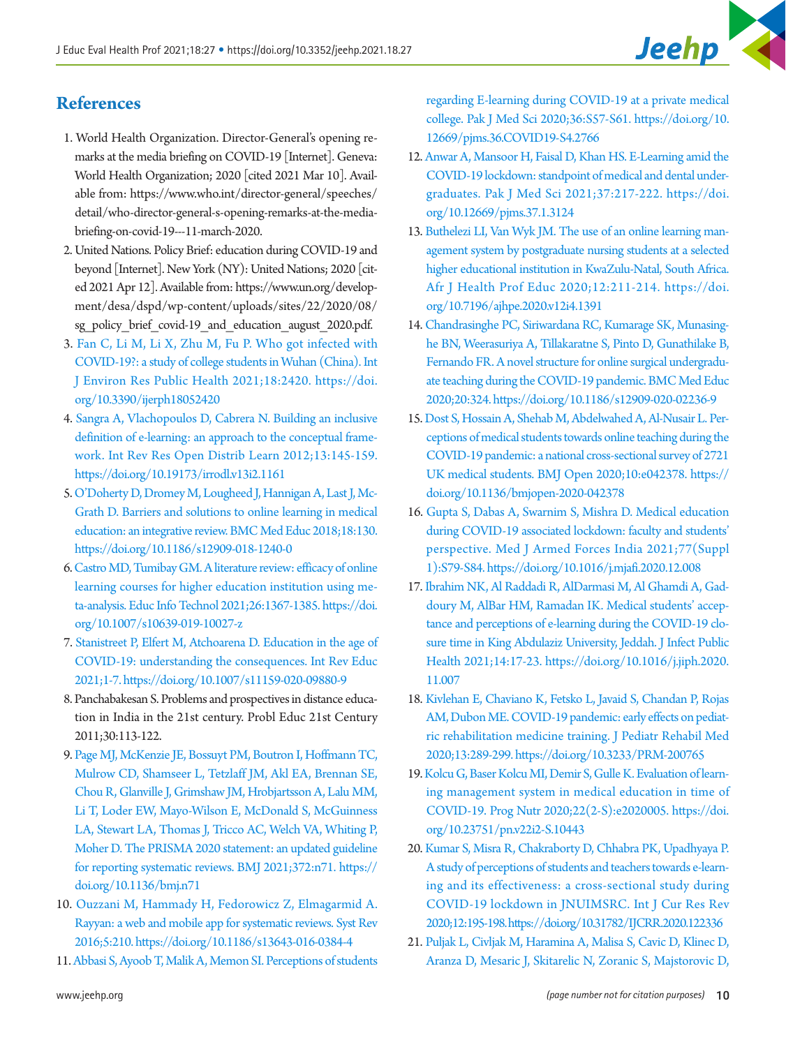## References

1. World Health Organization. Director-General's opening remarks at the media briefing on COVID-19 [Internet]. Geneva: World Health Organization; 2020 [cited 2021 Mar 10]. Available from: https://www.who.int/director-general/speeches/detail/who-director-general-s-opening-remarks-at-the-media-briefing-on-covid-19---11-march-2020.
2. United Nations. Policy Brief: education during COVID-19 and beyond [Internet]. New York (NY): United Nations; 2020 [cited 2021 Apr 12]. Available from: https://www.un.org/development/desa/dspd/wp-content/uploads/sites/22/2020/08/sg_policy_brief_covid-19_and_education_august_2020.pdf.
3. Fan C, Li M, Li X, Zhu M, Fu P. Who got infected with COVID-19?: a study of college students in Wuhan (China). Int J Environ Res Public Health 2021;18:2420. https://doi.org/10.3390/ijerph18052420
4. Sangra A, Vlachopoulos D, Cabrera N. Building an inclusive definition of e-learning: an approach to the conceptual framework. Int Rev Res Open Distrib Learn 2012;13:145-159. https://doi.org/10.19173/irrodl.v13i2.1161
5. O'Doherty D, Dromey M, Lougheed J, Hannigan A, Last J, McGrath D. Barriers and solutions to online learning in medical education: an integrative review. BMC Med Educ 2018;18:130. https://doi.org/10.1186/s12909-018-1240-0
6. Castro MD, Tumibay GM. A literature review: efficacy of online learning courses for higher education institution using meta-analysis. Educ Info Technol 2021;26:1367-1385. https://doi.org/10.1007/s10639-019-10027-z
7. Stanistreet P, Elfert M, Atchoarena D. Education in the age of COVID-19: understanding the consequences. Int Rev Educ 2021;1-7. https://doi.org/10.1007/s11159-020-09880-9
8. Panchabakesan S. Problems and prospectives in distance education in India in the 21st century. Probl Educ 21st Century 2011;30:113-122.
9. Page MJ, McKenzie JE, Bossuyt PM, Boutron I, Hoffmann TC, Mulrow CD, Shamseer L, Tetzlaff JM, Akl EA, Brennan SE, Chou R, Glanville J, Grimshaw JM, Hrobjartsson A, Lalu MM, Li T, Loder EW, Mayo-Wilson E, McDonald S, McGuinness LA, Stewart LA, Thomas J, Tricco AC, Welch VA, Whiting P, Moher D. The PRISMA 2020 statement: an updated guideline for reporting systematic reviews. BMJ 2021;372:n71. https://doi.org/10.1136/bmj.n71
10. Ouzzani M, Hammady H, Fedorowicz Z, Elmagarmid A. Rayyan: a web and mobile app for systematic reviews. Syst Rev 2016;5:210. https://doi.org/10.1186/s13643-016-0384-4
11. Abbasi S, Ayoob T, Malik A, Memon SI. Perceptions of students regarding E-learning during COVID-19 at a private medical college. Pak J Med Sci 2020;36:S57-S61. https://doi.org/10.12669/pjms.36.COVID19-S4.2766
12. Anwar A, Mansoor H, Faisal D, Khan HS. E-Learning amid the COVID-19 lockdown: standpoint of medical and dental undergraduates. Pak J Med Sci 2021;37:217-222. https://doi.org/10.12669/pjms.37.1.3124
13. Buthelezi LI, Van Wyk JM. The use of an online learning management system by postgraduate nursing students at a selected higher educational institution in KwaZulu-Natal, South Africa. Afr J Health Prof Educ 2020;12:211-214. https://doi.org/10.7196/ajhpe.2020.v12i4.1391
14. Chandrasinghe PC, Siriwardana RC, Kumarage SK, Munasinghe BN, Weerasuriya A, Tillakaratne S, Pinto D, Gunathilake B, Fernando FR. A novel structure for online surgical undergraduate teaching during the COVID-19 pandemic. BMC Med Educ 2020;20:324. https://doi.org/10.1186/s12909-020-02236-9
15. Dost S, Hossain A, Shehab M, Abdelwahed A, Al-Nusair L. Perceptions of medical students towards online teaching during the COVID-19 pandemic: a national cross-sectional survey of 2721 UK medical students. BMJ Open 2020;10:e042378. https://doi.org/10.1136/bmjopen-2020-042378
16. Gupta S, Dabas A, Swarnim S, Mishra D. Medical education during COVID-19 associated lockdown: faculty and students' perspective. Med J Armed Forces India 2021;77(Suppl 1):S79-S84. https://doi.org/10.1016/j.mjafi.2020.12.008
17. Ibrahim NK, Al Raddadi R, AlDarmasi M, Al Ghamdi A, Gaddoury M, AlBar HM, Ramadan IK. Medical students' acceptance and perceptions of e-learning during the COVID-19 closure time in King Abdulaziz University, Jeddah. J Infect Public Health 2021;14:17-23. https://doi.org/10.1016/j.jiph.2020.11.007
18. Kivlehan E, Chaviano K, Fetsko L, Javaid S, Chandan P, Rojas AM, Dubon ME. COVID-19 pandemic: early effects on pediatric rehabilitation medicine training. J Pediatr Rehabil Med 2020;13:289-299. https://doi.org/10.3233/PRM-200765
19. Kolcu G, Baser Kolcu MI, Demir S, Gulle K. Evaluation of learning management system in medical education in time of COVID-19. Prog Nutr 2020;22(2-S):e2020005. https://doi.org/10.23751/pn.v22i2-S.10443
20. Kumar S, Misra R, Chakraborty D, Chhabra PK, Upadhyaya P. A study of perceptions of students and teachers towards e-learning and its effectiveness: a cross-sectional study during COVID-19 lockdown in JNUIMSRC. Int J Cur Res Rev 2020;12:195-198. https://doi.org/10.31782/IJCRR.2020.122336
21. Puljak L, Civljak M, Haramina A, Malisa S, Cavic D, Klinec D, Aranza D, Mesaric J, Skitarelic N, Zoranic S, Majstorovic D,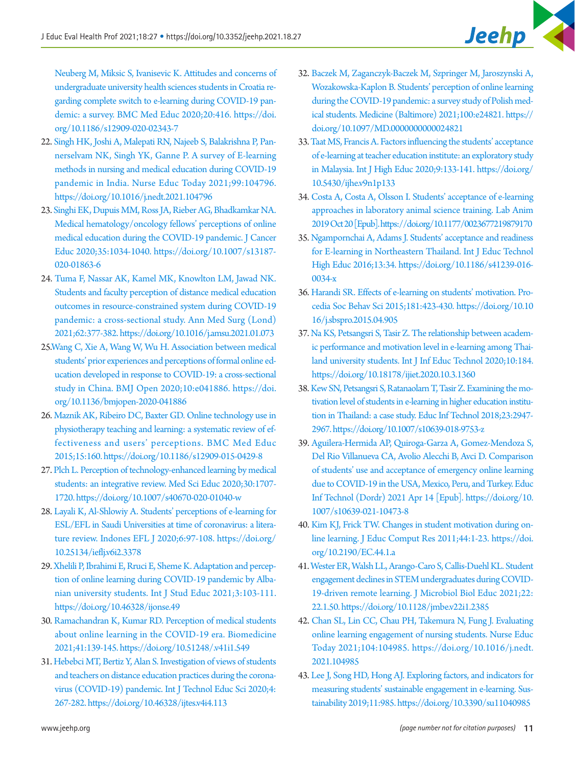Neuberg M, Miksic S, Ivanisevic K. Attitudes and concerns of undergraduate university health sciences students in Croatia regarding complete switch to e-learning during COVID-19 pandemic: a survey. BMC Med Educ 2020;20:416. https://doi.org/10.1186/s12909-020-02343-7

22. Singh HK, Joshi A, Malepati RN, Najeeb S, Balakrishna P, Pannerselvam NK, Singh YK, Ganne P. A survey of E-learning methods in nursing and medical education during COVID-19 pandemic in India. Nurse Educ Today 2021;99:104796. https://doi.org/10.1016/j.nedt.2021.104796
23. Singhi EK, Dupuis MM, Ross JA, Rieber AG, Bhadkamkar NA. Medical hematology/oncology fellows' perceptions of online medical education during the COVID-19 pandemic. J Cancer Educ 2020;35:1034-1040. https://doi.org/10.1007/s13187-020-01863-6
24. Tuma F, Nassar AK, Kamel MK, Knowlton LM, Jawad NK. Students and faculty perception of distance medical education outcomes in resource-constrained system during COVID-19 pandemic: a cross-sectional study. Ann Med Surg (Lond) 2021;62:377-382. https://doi.org/10.1016/j.amsu.2021.01.073
25. Wang C, Xie A, Wang W, Wu H. Association between medical students' prior experiences and perceptions of formal online education developed in response to COVID-19: a cross-sectional study in China. BMJ Open 2020;10:e041886. https://doi.org/10.1136/bmjopen-2020-041886
26. Maznik AK, Ribeiro DC, Baxter GD. Online technology use in physiotherapy teaching and learning: a systematic review of effectiveness and users' perceptions. BMC Med Educ 2015;15:160. https://doi.org/10.1186/s12909-015-0429-8
27. Plch L. Perception of technology-enhanced learning by medical students: an integrative review. Med Sci Educ 2020;30:1707-1720. https://doi.org/10.1007/s40670-020-01040-w
28. Layali K, Al-Shlowiy A. Students' perceptions of e-learning for ESL/EFL in Saudi Universities at time of coronavirus: a literature review. Indones EFL J 2020;6:97-108. https://doi.org/10.25134/ieflj.v6i2.3378
29. Xhelili P, Ibrahimi E, Rruci E, Sheme K. Adaptation and perception of online learning during COVID-19 pandemic by Albanian university students. Int J Stud Educ 2021;3:103-111. https://doi.org/10.46328/ijonse.49
30. Ramachandran K, Kumar RD. Perception of medical students about online learning in the COVID-19 era. Biomedicine 2021;41:139-145. https://doi.org/10.51248/.v41i1.549
31. Hebebci MT, Bertiz Y, Alan S. Investigation of views of students and teachers on distance education practices during the coronavirus (COVID-19) pandemic. Int J Technol Educ Sci 2020;4:267-282. https://doi.org/10.46328/ijtes.v4i4.113
32. Baczek M, Zaganczyk-Baczek M, Szpringer M, Jaroszynski A, Wozakowska-Kaplon B. Students' perception of online learning during the COVID-19 pandemic: a survey study of Polish medical students. Medicine (Baltimore) 2021;100:e24821. https://doi.org/10.1097/MD.0000000000024821
33. Taat MS, Francis A. Factors influencing the students' acceptance of e-learning at teacher education institute: an exploratory study in Malaysia. Int J High Educ 2020;9:133-141. https://doi.org/10.5430/ijhe.v9n1p133
34. Costa A, Costa A, Olsson I. Students' acceptance of e-learning approaches in laboratory animal science training. Lab Anim 2019 Oct 20 [Epub]. https://doi.org/10.1177/0023677219879170
35. Ngampornchai A, Adams J. Students' acceptance and readiness for E-learning in Northeastern Thailand. Int J Educ Technol High Educ 2016;13:34. https://doi.org/10.1186/s41239-016-0034-x
36. Harandi SR. Effects of e-learning on students' motivation. Procedia Soc Behav Sci 2015;181:423-430. https://doi.org/10.1016/j.sbspro.2015.04.905
37. Na KS, Petsangsri S, Tasir Z. The relationship between academic performance and motivation level in e-learning among Thailand university students. Int J Inf Educ Technol 2020;10:184. https://doi.org/10.18178/ijiet.2020.10.3.1360
38. Kew SN, Petsangsri S, Ratanaolarn T, Tasir Z. Examining the motivation level of students in e-learning in higher education institution in Thailand: a case study. Educ Inf Technol 2018;23:2947-2967. https://doi.org/10.1007/s10639-018-9753-z
39. Aguilera-Hermida AP, Quiroga-Garza A, Gomez-Mendoza S, Del Rio Villanueva CA, Avolio Alecchi B, Avci D. Comparison of students' use and acceptance of emergency online learning due to COVID-19 in the USA, Mexico, Peru, and Turkey. Educ Inf Technol (Dordr) 2021 Apr 14 [Epub]. https://doi.org/10.1007/s10639-021-10473-8
40. Kim KJ, Frick TW. Changes in student motivation during online learning. J Educ Comput Res 2011;44:1-23. https://doi.org/10.2190/EC.44.1.a
41. Wester ER, Walsh LL, Arango-Caro S, Callis-Duehl KL. Student engagement declines in STEM undergraduates during COVID-19-driven remote learning. J Microbiol Biol Educ 2021;22:22.1.50. https://doi.org/10.1128/jmbe.v22i1.2385
42. Chan SL, Lin CC, Chau PH, Takemura N, Fung J. Evaluating online learning engagement of nursing students. Nurse Educ Today 2021;104:104985. https://doi.org/10.1016/j.nedt.2021.104985
43. Lee J, Song HD, Hong AJ. Exploring factors, and indicators for measuring students' sustainable engagement in e-learning. Sustainability 2019;11:985. https://doi.org/10.3390/su11040985